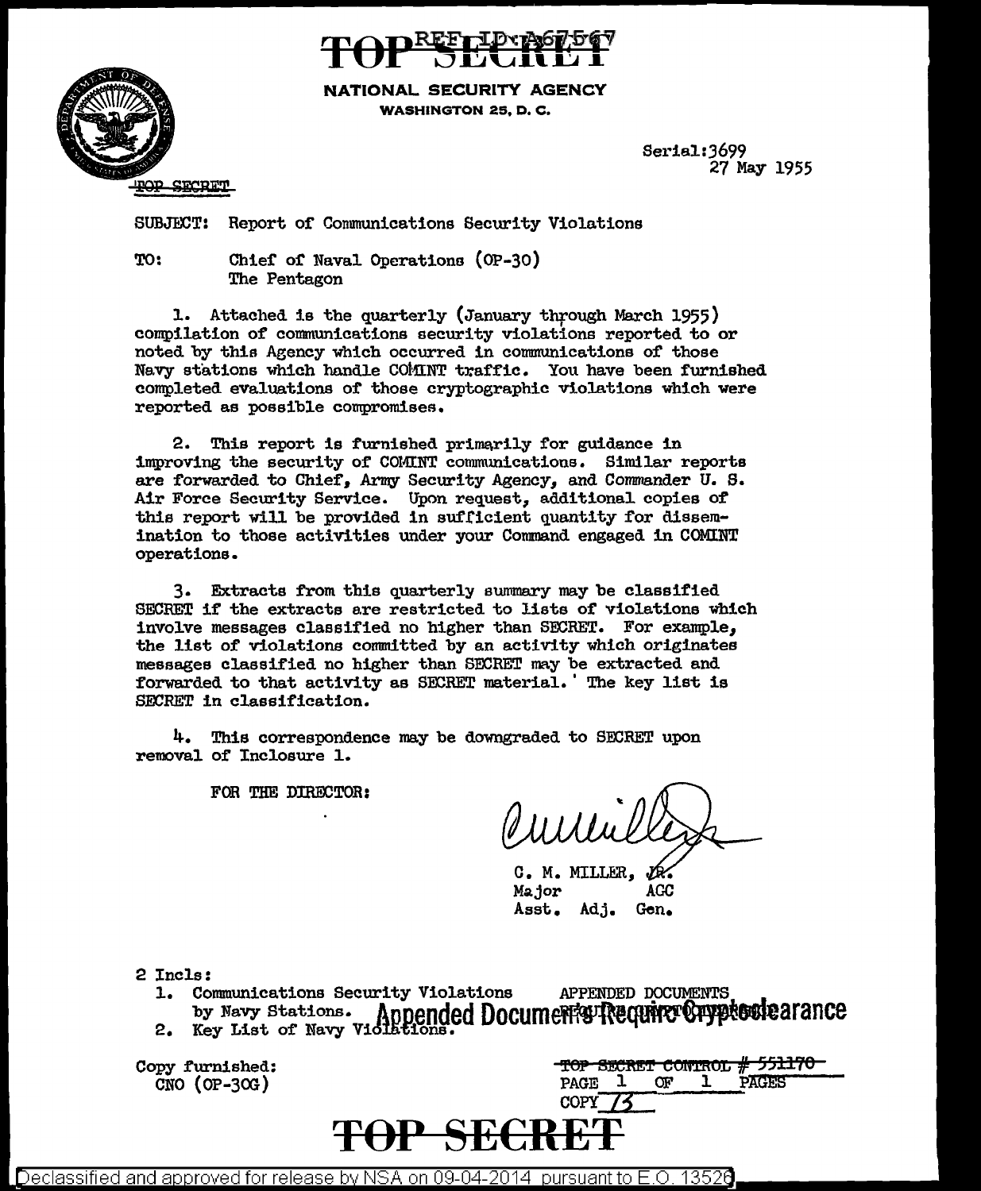TOP SECRET

REF ID:A67567

NATIONAL SECURITY AGENCY
WASHINGTON 25, D. C.

Serial:3699
27 May 1955

~~TOP SECRET~~

SUBJECT: Report of Communications Security Violations

TO: Chief of Naval Operations (OP-30)
The Pentagon

1. Attached is the quarterly (January through March 1955) compilation of communications security violations reported to or noted by this Agency which occurred in communications of those Navy stations which handle COMINT traffic. You have been furnished completed evaluations of those cryptographic violations which were reported as possible compromises.

2. This report is furnished primarily for guidance in improving the security of COMINT communications. Similar reports are forwarded to Chief, Army Security Agency, and Commander U. S. Air Force Security Service. Upon request, additional copies of this report will be provided in sufficient quantity for dissemination to those activities under your Command engaged in COMINT operations.

3. Extracts from this quarterly summary may be classified SECRET if the extracts are restricted to lists of violations which involve messages classified no higher than SECRET. For example, the list of violations committed by an activity which originates messages classified no higher than SECRET may be extracted and forwarded to that activity as SECRET material. The key list is SECRET in classification.

4. This correspondence may be downgraded to SECRET upon removal of Inclosure 1.

FOR THE DIRECTOR:

C. M. MILLER, JR.
Major AGC
Asst. Adj. Gen.

2 Incls:
1. Communications Security Violations by Navy Stations.
2. Key List of Navy Violations.

APPENDED DOCUMENTS REQUIRE CRYPTO CLEARANCE

Appended Documents Require Crypto Clearance

Copy furnished:
CNO (OP-30G)

~~TOP SECRET CONTROL # 551170~~
PAGE 1 OF 1 PAGES
COPY 13

TOP SECRET

Declassified and approved for release by NSA on 09-04-2014 pursuant to E.O. 13526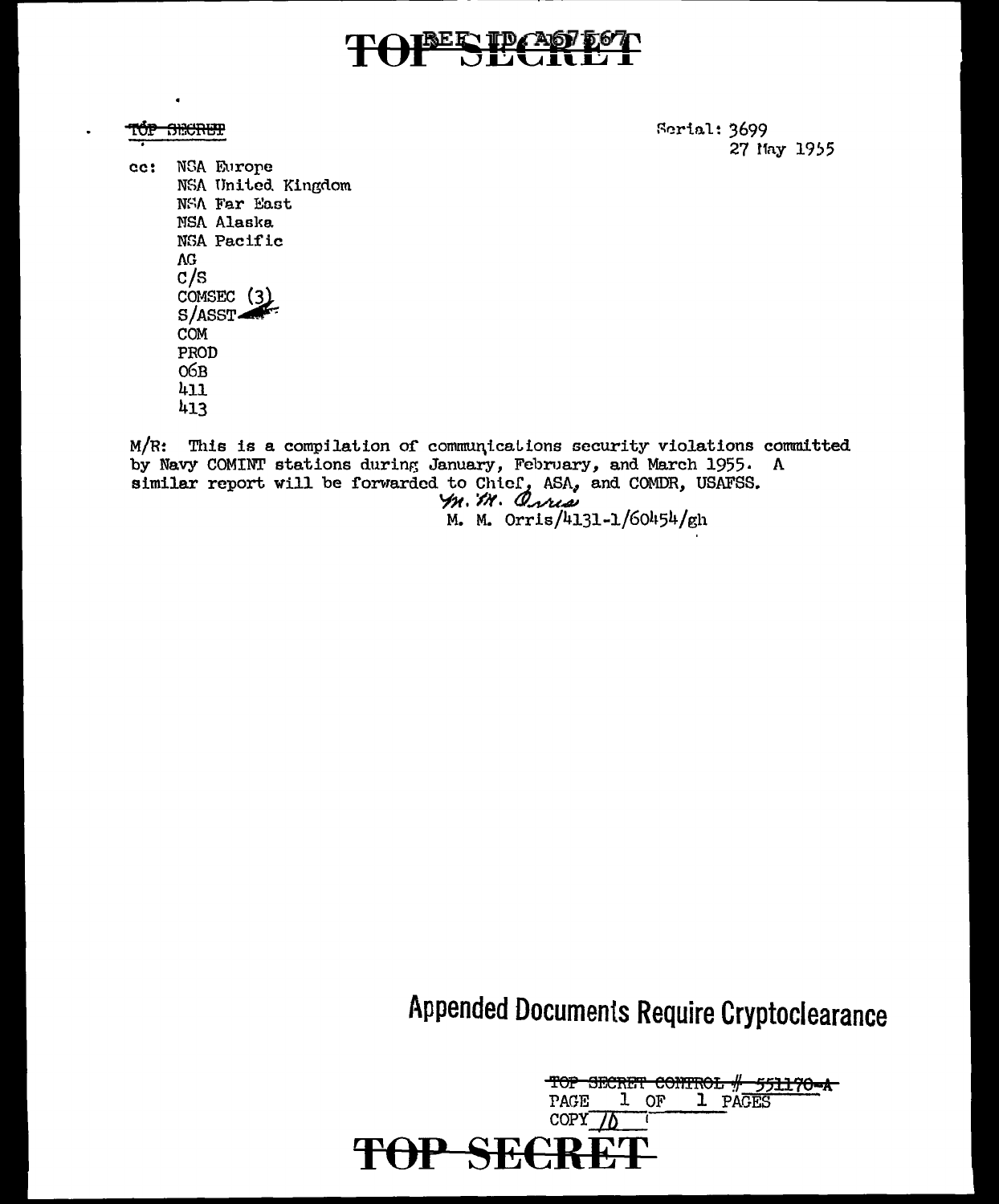TOP SECRET

Serial: 3699
27 May 1955

cc: NSA Europe
NSA United Kingdom
NSA Far East
NSA Alaska
NSA Pacific
AG
C/S
COMSEC (3)
S/ASST
COM
PROD
06B
411
413

M/R: This is a compilation of communications security violations committed by Navy COMINT stations during January, February, and March 1955. A similar report will be forwarded to Chief, ASA, and COMDR, USAFSS.

M. M. Orris
M. M. Orris/4131-1/60454/gh

**Appended Documents Require Cryptoclearance**

~~TOP SECRET CONTROL # 551170-A~~
PAGE 1 OF 1 PAGES
COPY 10

TOP SECRET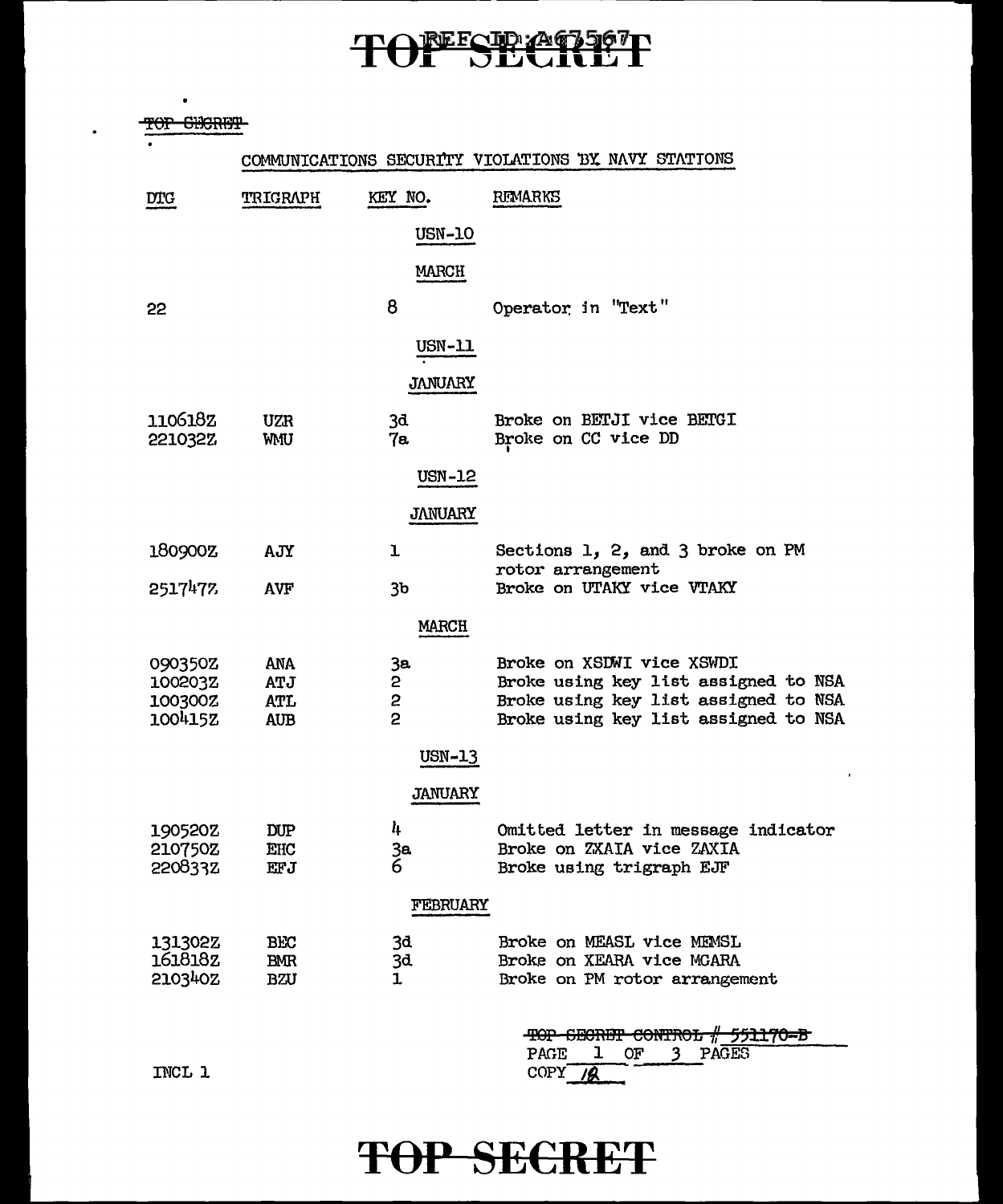~~TOP SECRET~~

# COMMUNICATIONS SECURITY VIOLATIONS BY NAVY STATIONS

| DTG | TRIGRAPH | KEY NO. | REMARKS |
|---|---|---|---|
| | | **USN-10** | |
| | | **MARCH** | |
| 22 | | 8 | Operator in "Text" |
| | | **USN-11** | |
| | | **JANUARY** | |
| 110618Z | UZR | 3d | Broke on BETJI vice BETGI |
| 221032Z | WMU | 7a | Broke on CC vice DD |
| | | **USN-12** | |
| | | **JANUARY** | |
| 180900Z | AJY | 1 | Sections 1, 2, and 3 broke on PM rotor arrangement |
| 251747Z | AVF | 3b | Broke on UTAKY vice VTAKY |
| | | **MARCH** | |
| 090350Z | ANA | 3a | Broke on XSDWI vice XSWDI |
| 100203Z | ATJ | 2 | Broke using key list assigned to NSA |
| 100300Z | ATL | 2 | Broke using key list assigned to NSA |
| 100415Z | AUB | 2 | Broke using key list assigned to NSA |
| | | **USN-13** | |
| | | **JANUARY** | |
| 190520Z | DUP | 4 | Omitted letter in message indicator |
| 210750Z | EHC | 3a | Broke on ZXAIA vice ZAXIA |
| 220833Z | EFJ | 6 | Broke using trigraph EJF |
| | | **FEBRUARY** | |
| 131302Z | BEC | 3d | Broke on MEASL vice MEMSL |
| 161818Z | BMR | 3d | Broke on XEARA vice MGARA |
| 210340Z | BZU | 1 | Broke on PM rotor arrangement |

~~TOP SECRET CONTROL # 551170-B~~
PAGE 1 OF 3 PAGES
COPY 18

INCL 1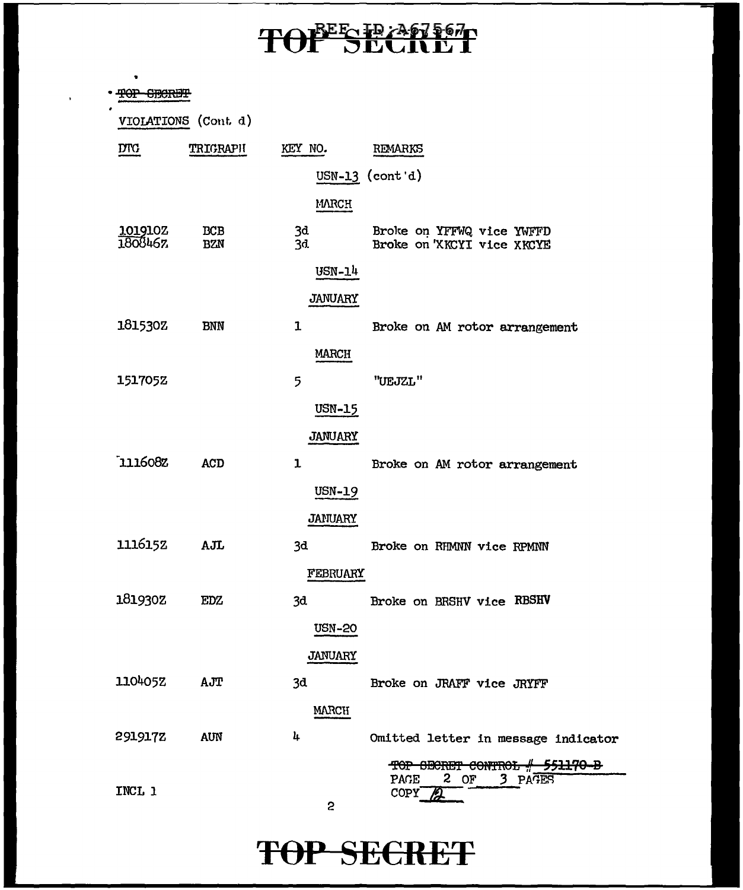TOP SECRET

VIOLATIONS (Cont. d)

| DTG | TRIGRAPH | KEY NO. | REMARKS |
|---|---|---|---|
| | | USN-13 (cont'd) | |
| | | MARCH | |
| 101910Z | BCB | 3d | Broke on YFFWQ vice YWFFD |
| 180846Z | BZN | 3d | Broke on XKCYI vice XKCYE |
| | | USN-14 | |
| | | JANUARY | |
| 181530Z | BNN | 1 | Broke on AM rotor arrangement |
| | | MARCH | |
| 151705Z | | 5 | "UEJZL" |
| | | USN-15 | |
| | | JANUARY | |
| 111608Z | ACD | 1 | Broke on AM rotor arrangement |
| | | USN-19 | |
| | | JANUARY | |
| 111615Z | AJL | 3d | Broke on RHMNN vice RPMNN |
| | | FEBRUARY | |
| 181930Z | EDZ | 3d | Broke on BRSHV vice RBSHV |
| | | USN-20 | |
| | | JANUARY | |
| 110405Z | AJT | 3d | Broke on JRAFF vice JRYFF |
| | | MARCH | |
| 291917Z | AUN | 4 | Omitted letter in message indicator |

TOP SECRET CONTROL # 551170-B
PAGE 2 OF 3 PAGES
COPY 2

INCL 1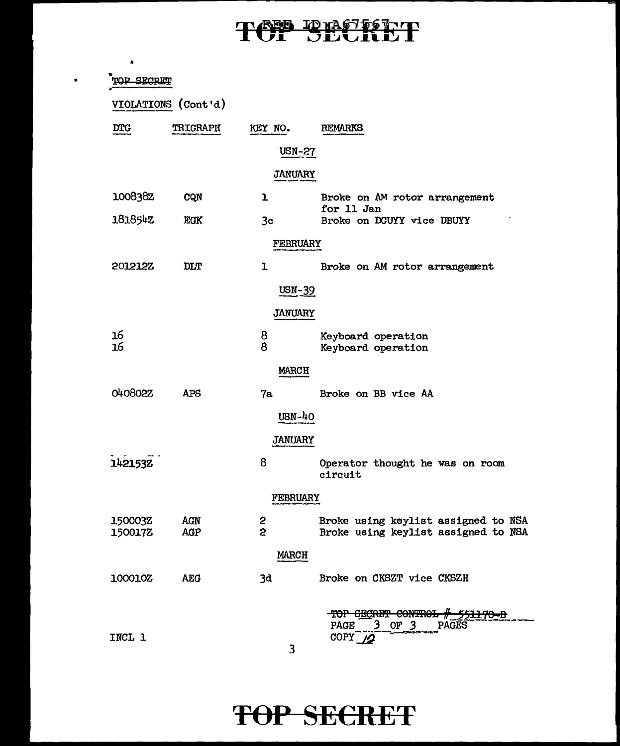TOP SECRET

VIOLATIONS (Cont'd)

| DTG | TRIGRAPH | KEY NO. | REMARKS |
|---|---|---|---|
| | | **USN-27** | |
| | | **JANUARY** | |
| 100838Z | CQN | 1 | Broke on AM rotor arrangement for 11 Jan |
| 181854Z | EGK | 3c | Broke on DGUYY vice DBUYY |
| | | **FEBRUARY** | |
| 201212Z | DLT | 1 | Broke on AM rotor arrangement |
| | | **USN-39** | |
| | | **JANUARY** | |
| 16 | | 8 | Keyboard operation |
| 16 | | 8 | Keyboard operation |
| | | **MARCH** | |
| 040802Z | APS | 7a | Broke on BB vice AA |
| | | **USN-40** | |
| | | **JANUARY** | |
| 142153Z | | 8 | Operator thought he was on room circuit |
| | | **FEBRUARY** | |
| 150003Z | AGN | 2 | Broke using keylist assigned to NSA |
| 150017Z | AGP | 2 | Broke using keylist assigned to NSA |
| | | **MARCH** | |
| 100010Z | AEG | 3d | Broke on CKSZT vice CKSZH |

~~TOP SECRET CONTROL # 551170-B~~
PAGE 3 OF 3 PAGES
COPY 12

INCL 1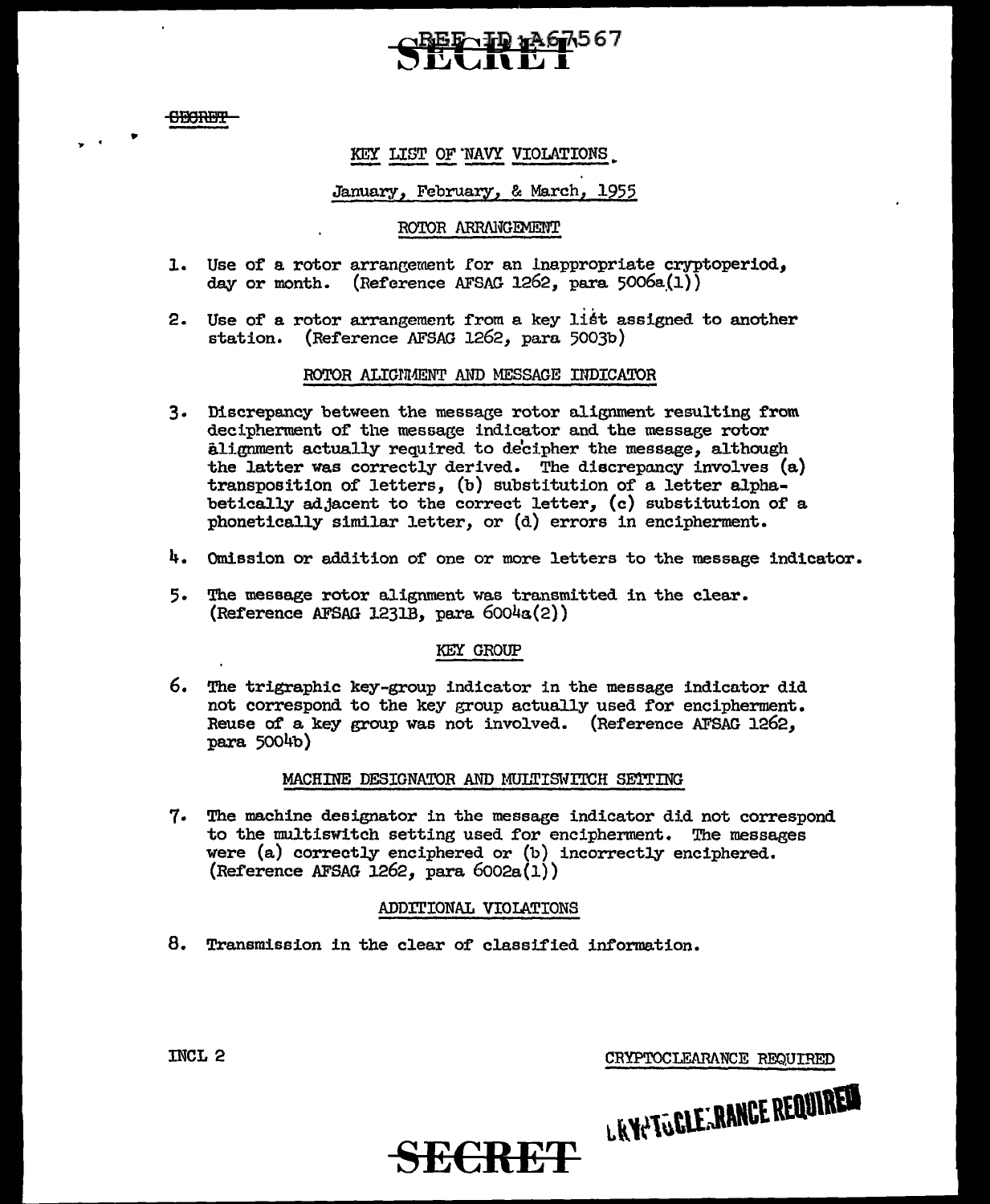SECRET

REF ID:A67567

~~SECRET~~

# KEY LIST OF NAVY VIOLATIONS

## January, February, & March, 1955

### ROTOR ARRANGEMENT

1. Use of a rotor arrangement for an inappropriate cryptoperiod, day or month. (Reference AFSAG 1262, para 5006a(1))

2. Use of a rotor arrangement from a key list assigned to another station. (Reference AFSAG 1262, para 5003b)

### ROTOR ALIGNMENT AND MESSAGE INDICATOR

3. Discrepancy between the message rotor alignment resulting from decipherment of the message indicator and the message rotor alignment actually required to decipher the message, although the latter was correctly derived. The discrepancy involves (a) transposition of letters, (b) substitution of a letter alphabetically adjacent to the correct letter, (c) substitution of a phonetically similar letter, or (d) errors in encipherment.

4. Omission or addition of one or more letters to the message indicator.

5. The message rotor alignment was transmitted in the clear. (Reference AFSAG 1231B, para 6004a(2))

### KEY GROUP

6. The trigraphic key-group indicator in the message indicator did not correspond to the key group actually used for encipherment. Reuse of a key group was not involved. (Reference AFSAG 1262, para 5004b)

### MACHINE DESIGNATOR AND MULTISWITCH SETTING

7. The machine designator in the message indicator did not correspond to the multiswitch setting used for encipherment. The messages were (a) correctly enciphered or (b) incorrectly enciphered. (Reference AFSAG 1262, para 6002a(1))

### ADDITIONAL VIOLATIONS

8. Transmission in the clear of classified information.

INCL 2

CRYPTOCLEARANCE REQUIRED

SECRET

CRYPTOCLEARANCE REQUIRED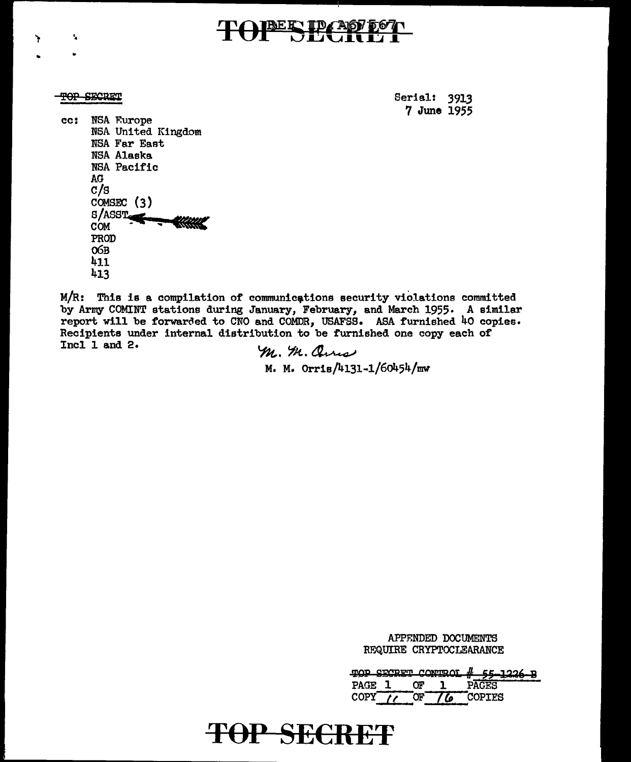TOP SECRET

~~TOP SECRET~~

Serial: 3913
7 June 1955

cc: NSA Europe
NSA United Kingdom
NSA Far East
NSA Alaska
NSA Pacific
AG
C/S
COMSEC (3)
S/ASST
COM
PROD
06B
411
413

M/R: This is a compilation of communications security violations committed by Army COMINT stations during January, February, and March 1955. A similar report will be forwarded to CNO and COMDR, USAFSS. ASA furnished 40 copies. Recipients under internal distribution to be furnished one copy each of Incl 1 and 2.

*M. M. Orris*

M. M. Orris/4131-1/60454/mw

APPENDED DOCUMENTS
REQUIRE CRYPTOCLEARANCE

~~TOP SECRET CONTROL # 55-1226-B~~
PAGE 1 OF 1 PAGES
COPY 11 OF 16 COPIES

TOP SECRET